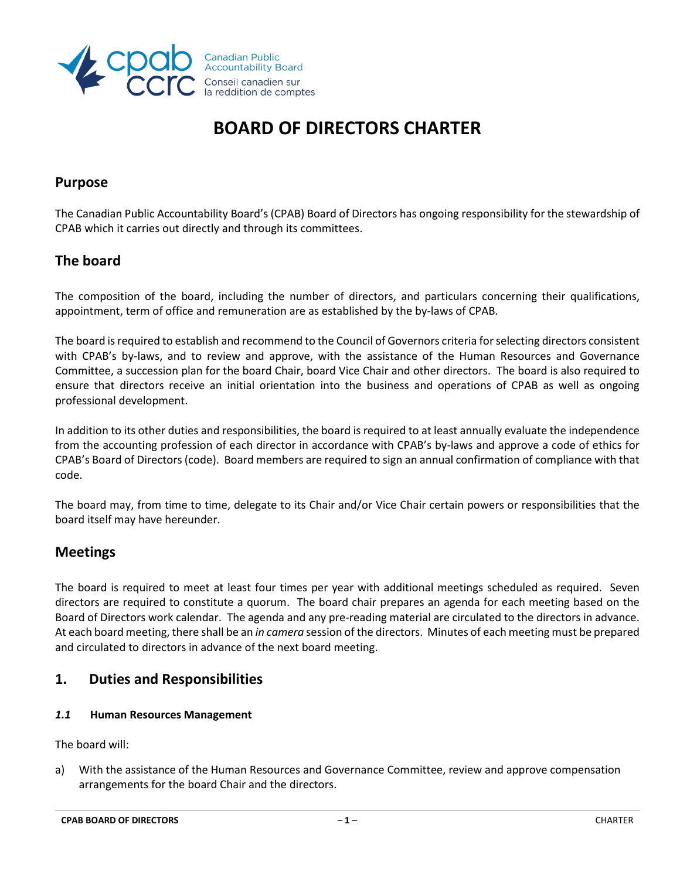# BOARD OF DIRECTORS CHARTER

## Purpose

The Canadian Public Accountability Board's (CPAB) Board of Directors has ongoing responsibility for the stewardship of CPAB which it carries out directly and through its committees.

## The board

The composition of the board, including the number of directors, and particulars concerning their qualifications, appointment, term of office and remuneration are as established by the by-laws of CPAB.

The board is required to establish and recommend to the Council of Governors criteria for selecting directors consistent with CPAB's by-laws, and to review and approve, with the assistance of the Human Resources and Governance Committee, a succession plan for the board Chair, board Vice Chair and other directors. The board is also required to ensure that directors receive an initial orientation into the business and operations of CPAB as well as ongoing professional development.

In addition to its other duties and responsibilities, the board is required to at least annually evaluate the independence from the accounting profession of each director in accordance with CPAB's by-laws and approve a code of ethics for CPAB's Board of Directors (code). Board members are required to sign an annual confirmation of compliance with that code.

The board may, from time to time, delegate to its Chair and/or Vice Chair certain powers or responsibilities that the board itself may have hereunder.

## Meetings

The board is required to meet at least four times per year with additional meetings scheduled as required. Seven directors are required to constitute a quorum. The board chair prepares an agenda for each meeting based on the Board of Directors work calendar. The agenda and any pre-reading material are circulated to the directors in advance. At each board meeting, there shall be an *in camera* session of the directors. Minutes of each meeting must be prepared and circulated to directors in advance of the next board meeting.

## 1. Duties and Responsibilities

### *1.1* Human Resources Management

The board will:

a) With the assistance of the Human Resources and Governance Committee, review and approve compensation arrangements for the board Chair and the directors.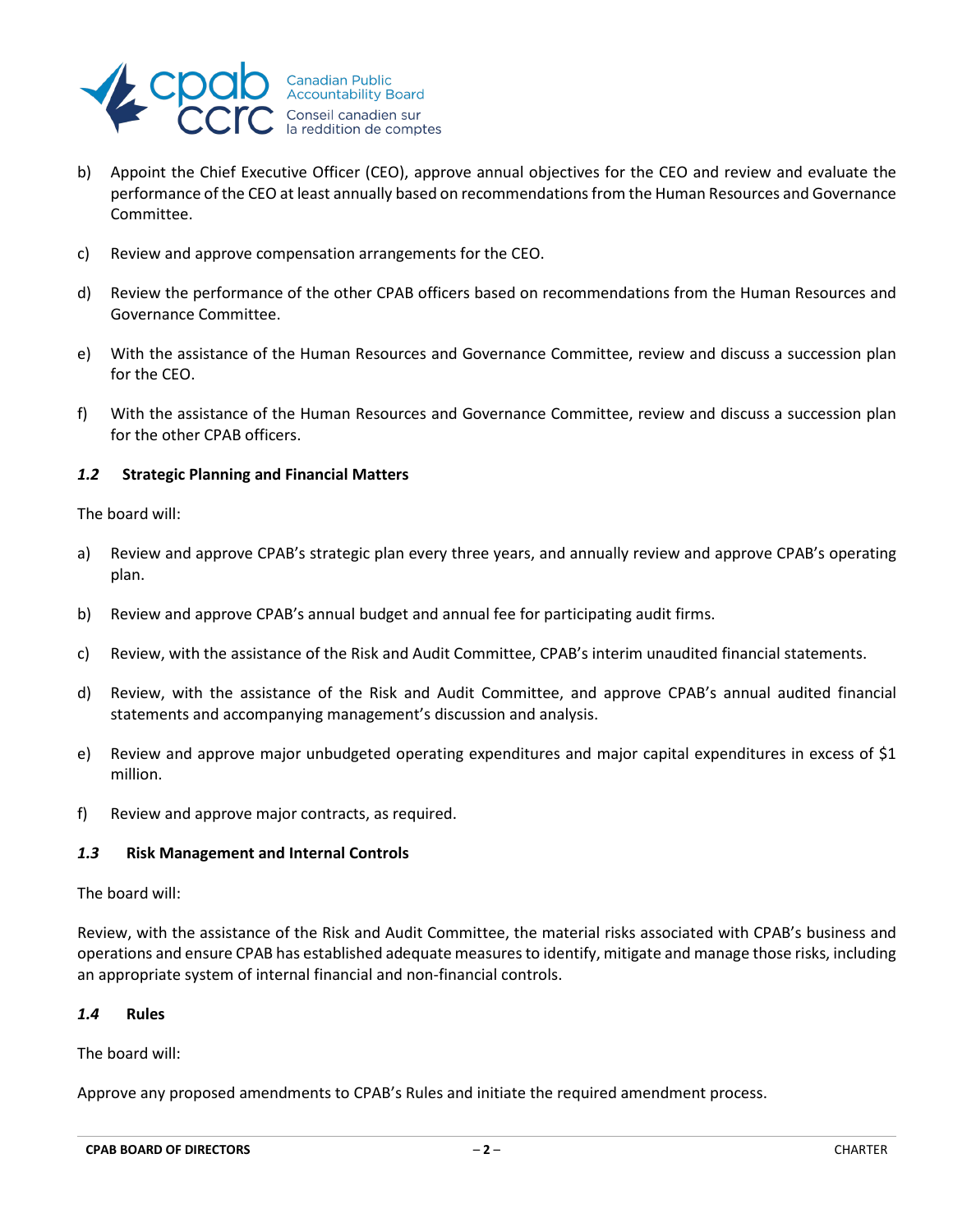b) Appoint the Chief Executive Officer (CEO), approve annual objectives for the CEO and review and evaluate the performance of the CEO at least annually based on recommendations from the Human Resources and Governance Committee.

c) Review and approve compensation arrangements for the CEO.

d) Review the performance of the other CPAB officers based on recommendations from the Human Resources and Governance Committee.

e) With the assistance of the Human Resources and Governance Committee, review and discuss a succession plan for the CEO.

f) With the assistance of the Human Resources and Governance Committee, review and discuss a succession plan for the other CPAB officers.

### *1.2* Strategic Planning and Financial Matters

The board will:

a) Review and approve CPAB's strategic plan every three years, and annually review and approve CPAB's operating plan.

b) Review and approve CPAB's annual budget and annual fee for participating audit firms.

c) Review, with the assistance of the Risk and Audit Committee, CPAB's interim unaudited financial statements.

d) Review, with the assistance of the Risk and Audit Committee, and approve CPAB's annual audited financial statements and accompanying management's discussion and analysis.

e) Review and approve major unbudgeted operating expenditures and major capital expenditures in excess of $1 million.

f) Review and approve major contracts, as required.

### *1.3* Risk Management and Internal Controls

The board will:

Review, with the assistance of the Risk and Audit Committee, the material risks associated with CPAB's business and operations and ensure CPAB has established adequate measures to identify, mitigate and manage those risks, including an appropriate system of internal financial and non-financial controls.

### *1.4* Rules

The board will:

Approve any proposed amendments to CPAB's Rules and initiate the required amendment process.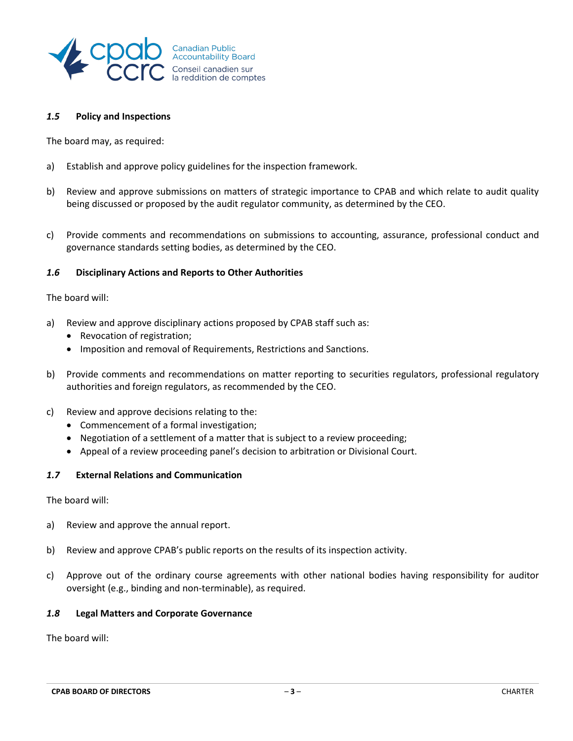### *1.5* Policy and Inspections

The board may, as required:

a) Establish and approve policy guidelines for the inspection framework.

b) Review and approve submissions on matters of strategic importance to CPAB and which relate to audit quality being discussed or proposed by the audit regulator community, as determined by the CEO.

c) Provide comments and recommendations on submissions to accounting, assurance, professional conduct and governance standards setting bodies, as determined by the CEO.

### *1.6* Disciplinary Actions and Reports to Other Authorities

The board will:

a) Review and approve disciplinary actions proposed by CPAB staff such as:
   - Revocation of registration;
   - Imposition and removal of Requirements, Restrictions and Sanctions.

b) Provide comments and recommendations on matter reporting to securities regulators, professional regulatory authorities and foreign regulators, as recommended by the CEO.

c) Review and approve decisions relating to the:
   - Commencement of a formal investigation;
   - Negotiation of a settlement of a matter that is subject to a review proceeding;
   - Appeal of a review proceeding panel's decision to arbitration or Divisional Court.

### *1.7* External Relations and Communication

The board will:

a) Review and approve the annual report.

b) Review and approve CPAB's public reports on the results of its inspection activity.

c) Approve out of the ordinary course agreements with other national bodies having responsibility for auditor oversight (e.g., binding and non-terminable), as required.

### *1.8* Legal Matters and Corporate Governance

The board will: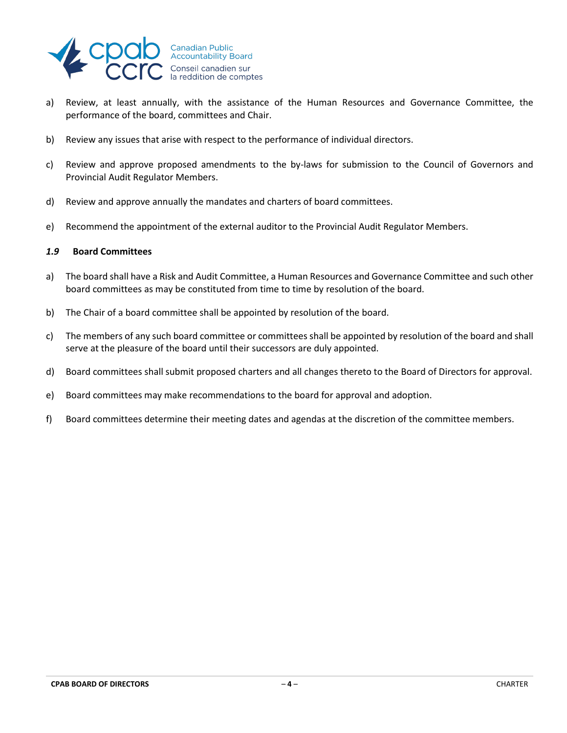a) Review, at least annually, with the assistance of the Human Resources and Governance Committee, the performance of the board, committees and Chair.

b) Review any issues that arise with respect to the performance of individual directors.

c) Review and approve proposed amendments to the by-laws for submission to the Council of Governors and Provincial Audit Regulator Members.

d) Review and approve annually the mandates and charters of board committees.

e) Recommend the appointment of the external auditor to the Provincial Audit Regulator Members.

### *1.9* Board Committees

a) The board shall have a Risk and Audit Committee, a Human Resources and Governance Committee and such other board committees as may be constituted from time to time by resolution of the board.

b) The Chair of a board committee shall be appointed by resolution of the board.

c) The members of any such board committee or committees shall be appointed by resolution of the board and shall serve at the pleasure of the board until their successors are duly appointed.

d) Board committees shall submit proposed charters and all changes thereto to the Board of Directors for approval.

e) Board committees may make recommendations to the board for approval and adoption.

f) Board committees determine their meeting dates and agendas at the discretion of the committee members.